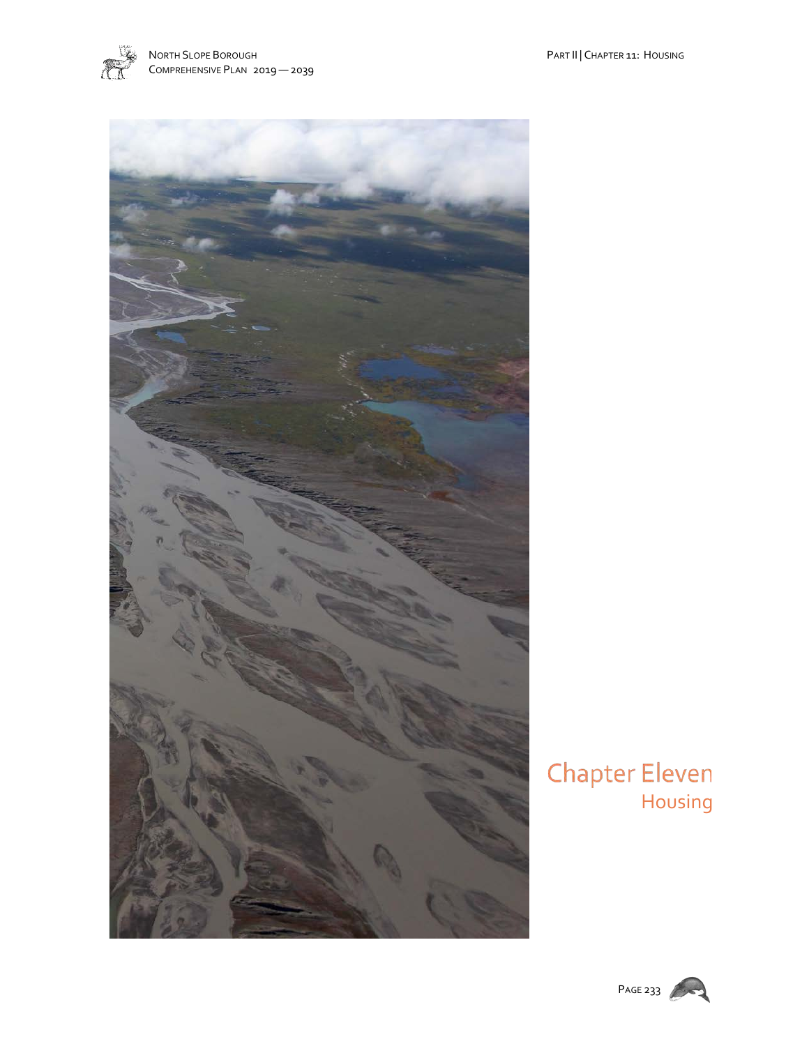# Chapter Eleven
## Housing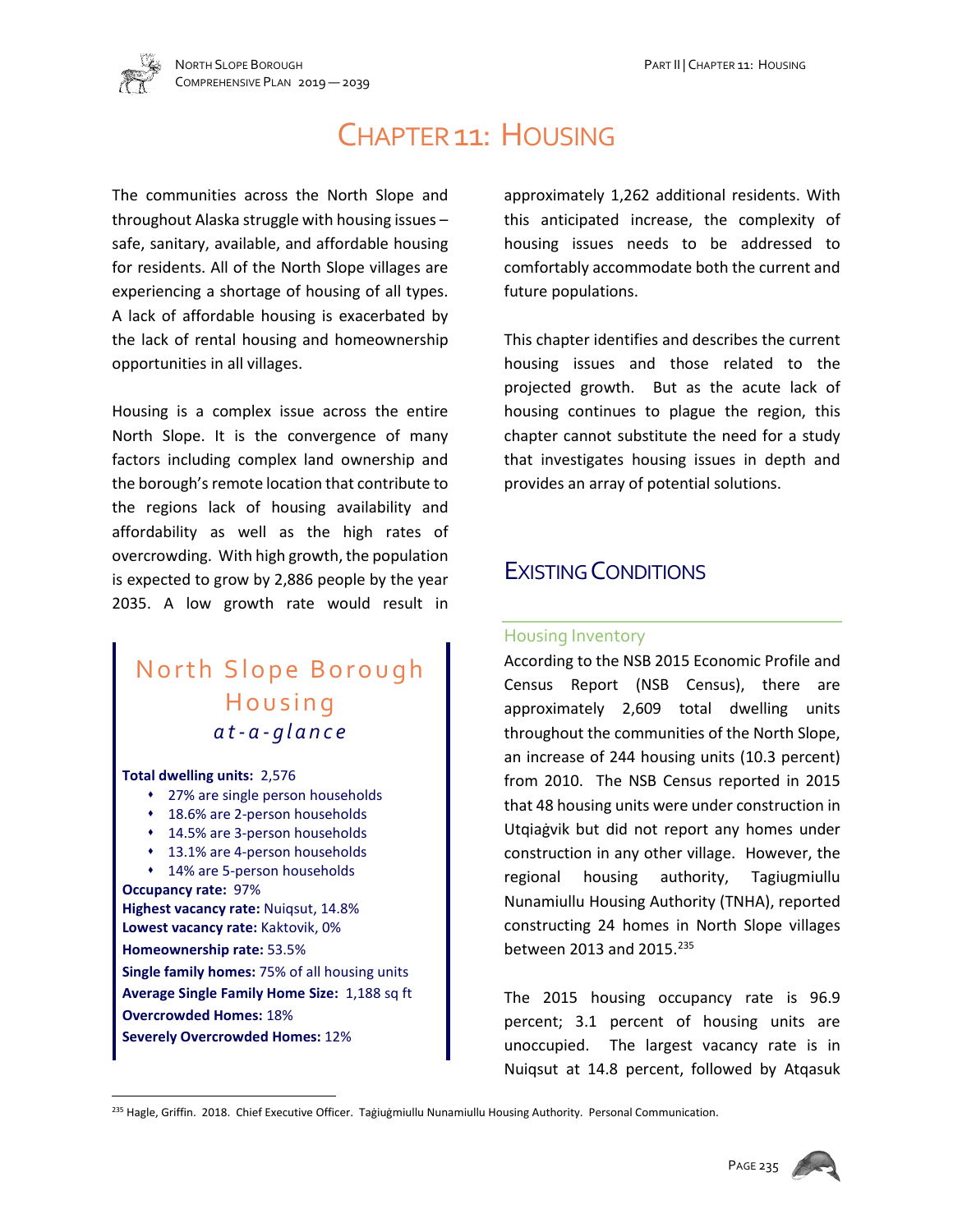# Chapter 11: Housing

The communities across the North Slope and throughout Alaska struggle with housing issues – safe, sanitary, available, and affordable housing for residents. All of the North Slope villages are experiencing a shortage of housing of all types. A lack of affordable housing is exacerbated by the lack of rental housing and homeownership opportunities in all villages.

Housing is a complex issue across the entire North Slope. It is the convergence of many factors including complex land ownership and the borough's remote location that contribute to the regions lack of housing availability and affordability as well as the high rates of overcrowding. With high growth, the population is expected to grow by 2,886 people by the year 2035. A low growth rate would result in approximately 1,262 additional residents. With this anticipated increase, the complexity of housing issues needs to be addressed to comfortably accommodate both the current and future populations.

This chapter identifies and describes the current housing issues and those related to the projected growth. But as the acute lack of housing continues to plague the region, this chapter cannot substitute the need for a study that investigates housing issues in depth and provides an array of potential solutions.

> **North Slope Borough Housing *at-a-glance***
>
> **Total dwelling units:** 2,576
> - 27% are single person households
> - 18.6% are 2-person households
> - 14.5% are 3-person households
> - 13.1% are 4-person households
> - 14% are 5-person households
>
> **Occupancy rate:** 97%
> **Highest vacancy rate:** Nuiqsut, 14.8%
> **Lowest vacancy rate:** Kaktovik, 0%
> **Homeownership rate:** 53.5%
> **Single family homes:** 75% of all housing units
> **Average Single Family Home Size:** 1,188 sq ft
> **Overcrowded Homes:** 18%
> **Severely Overcrowded Homes:** 12%

## Existing Conditions

### Housing Inventory

According to the NSB 2015 Economic Profile and Census Report (NSB Census), there are approximately 2,609 total dwelling units throughout the communities of the North Slope, an increase of 244 housing units (10.3 percent) from 2010. The NSB Census reported in 2015 that 48 housing units were under construction in Utqiaġvik but did not report any homes under construction in any other village. However, the regional housing authority, Tagiugmiullu Nunamiullu Housing Authority (TNHA), reported constructing 24 homes in North Slope villages between 2013 and 2015.[235]

The 2015 housing occupancy rate is 96.9 percent; 3.1 percent of housing units are unoccupied. The largest vacancy rate is in Nuiqsut at 14.8 percent, followed by Atqasuk

[235] Hagle, Griffin. 2018. Chief Executive Officer. Taġiuġmiullu Nunamiullu Housing Authority. Personal Communication.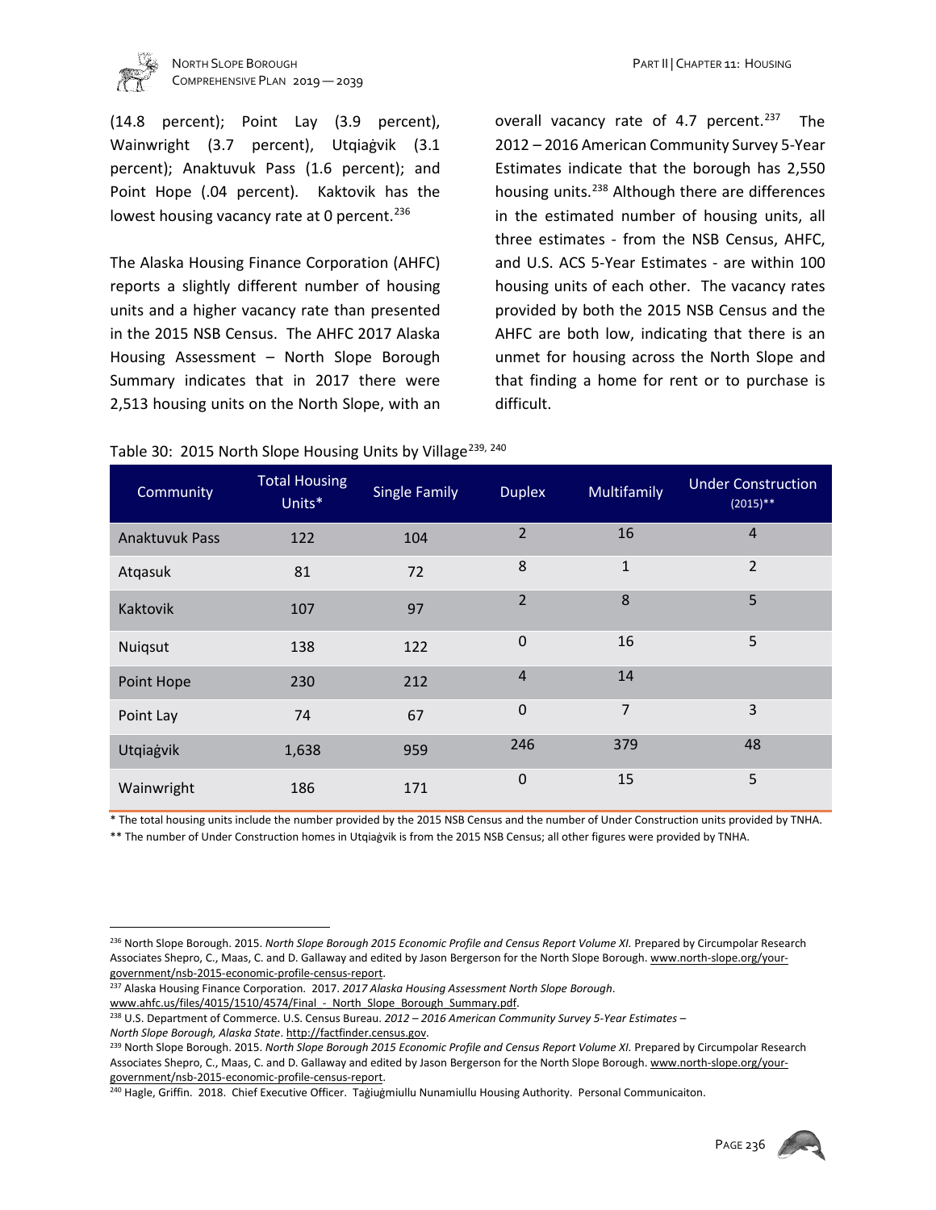(14.8 percent); Point Lay (3.9 percent), Wainwright (3.7 percent), Utqiaġvik (3.1 percent); Anaktuvuk Pass (1.6 percent); and Point Hope (.04 percent). Kaktovik has the lowest housing vacancy rate at 0 percent.[236]

The Alaska Housing Finance Corporation (AHFC) reports a slightly different number of housing units and a higher vacancy rate than presented in the 2015 NSB Census. The AHFC 2017 Alaska Housing Assessment – North Slope Borough Summary indicates that in 2017 there were 2,513 housing units on the North Slope, with an overall vacancy rate of 4.7 percent.[237] The 2012 – 2016 American Community Survey 5-Year Estimates indicate that the borough has 2,550 housing units.[238] Although there are differences in the estimated number of housing units, all three estimates - from the NSB Census, AHFC, and U.S. ACS 5-Year Estimates - are within 100 housing units of each other. The vacancy rates provided by both the 2015 NSB Census and the AHFC are both low, indicating that there is an unmet for housing across the North Slope and that finding a home for rent or to purchase is difficult.

Table 30: 2015 North Slope Housing Units by Village[239, 240]

| Community | Total Housing Units* | Single Family | Duplex | Multifamily | Under Construction (2015)** |
|---|---|---|---|---|---|
| Anaktuvuk Pass | 122 | 104 | 2 | 16 | 4 |
| Atqasuk | 81 | 72 | 8 | 1 | 2 |
| Kaktovik | 107 | 97 | 2 | 8 | 5 |
| Nuiqsut | 138 | 122 | 0 | 16 | 5 |
| Point Hope | 230 | 212 | 4 | 14 | |
| Point Lay | 74 | 67 | 0 | 7 | 3 |
| Utqiaġvik | 1,638 | 959 | 246 | 379 | 48 |
| Wainwright | 186 | 171 | 0 | 15 | 5 |

* The total housing units include the number provided by the 2015 NSB Census and the number of Under Construction units provided by TNHA.

** The number of Under Construction homes in Utqiaġvik is from the 2015 NSB Census; all other figures were provided by TNHA.

---

[236] North Slope Borough. 2015. *North Slope Borough 2015 Economic Profile and Census Report Volume XI.* Prepared by Circumpolar Research Associates Shepro, C., Maas, C. and D. Gallaway and edited by Jason Bergerson for the North Slope Borough. www.north-slope.org/your-government/nsb-2015-economic-profile-census-report.

[237] Alaska Housing Finance Corporation. 2017. *2017 Alaska Housing Assessment North Slope Borough*. www.ahfc.us/files/4015/1510/4574/Final_-_North_Slope_Borough_Summary.pdf.

[238] U.S. Department of Commerce. U.S. Census Bureau. *2012 – 2016 American Community Survey 5-Year Estimates – North Slope Borough, Alaska State*. http://factfinder.census.gov.

[239] North Slope Borough. 2015. *North Slope Borough 2015 Economic Profile and Census Report Volume XI.* Prepared by Circumpolar Research Associates Shepro, C., Maas, C. and D. Gallaway and edited by Jason Bergerson for the North Slope Borough. www.north-slope.org/your-government/nsb-2015-economic-profile-census-report.

[240] Hagle, Griffin. 2018. Chief Executive Officer. Taġiuġmiullu Nunamiullu Housing Authority. Personal Communicaiton.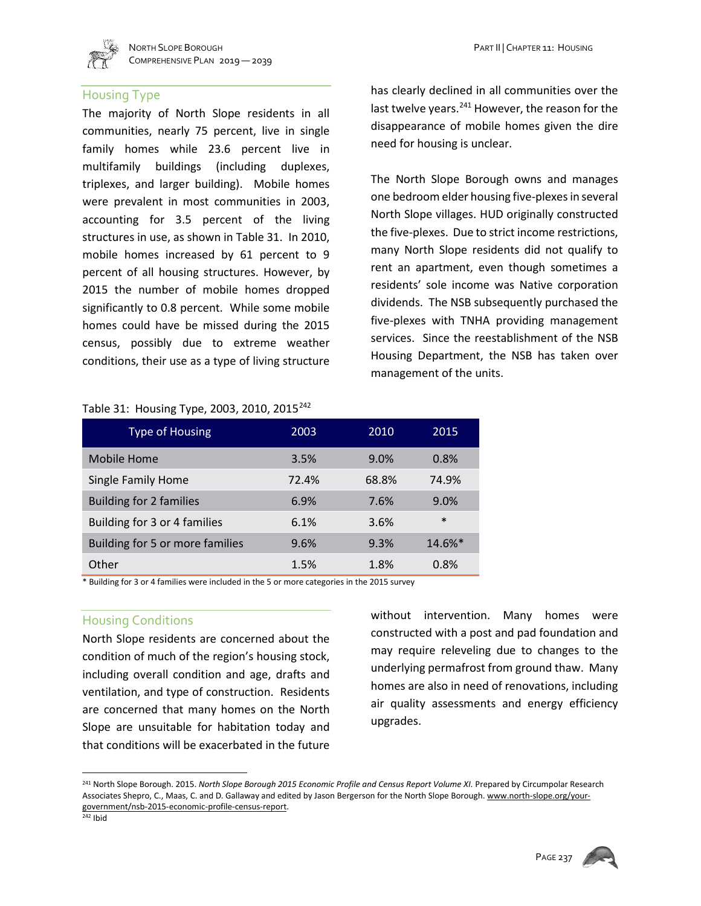## Housing Type

The majority of North Slope residents in all communities, nearly 75 percent, live in single family homes while 23.6 percent live in multifamily buildings (including duplexes, triplexes, and larger building). Mobile homes were prevalent in most communities in 2003, accounting for 3.5 percent of the living structures in use, as shown in Table 31. In 2010, mobile homes increased by 61 percent to 9 percent of all housing structures. However, by 2015 the number of mobile homes dropped significantly to 0.8 percent. While some mobile homes could have be missed during the 2015 census, possibly due to extreme weather conditions, their use as a type of living structure has clearly declined in all communities over the last twelve years.[241] However, the reason for the disappearance of mobile homes given the dire need for housing is unclear.

The North Slope Borough owns and manages one bedroom elder housing five-plexes in several North Slope villages. HUD originally constructed the five-plexes. Due to strict income restrictions, many North Slope residents did not qualify to rent an apartment, even though sometimes a residents' sole income was Native corporation dividends. The NSB subsequently purchased the five-plexes with TNHA providing management services. Since the reestablishment of the NSB Housing Department, the NSB has taken over management of the units.

Table 31: Housing Type, 2003, 2010, 2015[242]

| Type of Housing | 2003 | 2010 | 2015 |
|---|---|---|---|
| Mobile Home | 3.5% | 9.0% | 0.8% |
| Single Family Home | 72.4% | 68.8% | 74.9% |
| Building for 2 families | 6.9% | 7.6% | 9.0% |
| Building for 3 or 4 families | 6.1% | 3.6% | * |
| Building for 5 or more families | 9.6% | 9.3% | 14.6%* |
| Other | 1.5% | 1.8% | 0.8% |

* Building for 3 or 4 families were included in the 5 or more categories in the 2015 survey

## Housing Conditions

North Slope residents are concerned about the condition of much of the region's housing stock, including overall condition and age, drafts and ventilation, and type of construction. Residents are concerned that many homes on the North Slope are unsuitable for habitation today and that conditions will be exacerbated in the future without intervention. Many homes were constructed with a post and pad foundation and may require releveling due to changes to the underlying permafrost from ground thaw. Many homes are also in need of renovations, including air quality assessments and energy efficiency upgrades.

---

[241] North Slope Borough. 2015. *North Slope Borough 2015 Economic Profile and Census Report Volume XI.* Prepared by Circumpolar Research Associates Shepro, C., Maas, C. and D. Gallaway and edited by Jason Bergerson for the North Slope Borough. www.north-slope.org/your-government/nsb-2015-economic-profile-census-report.

[242] Ibid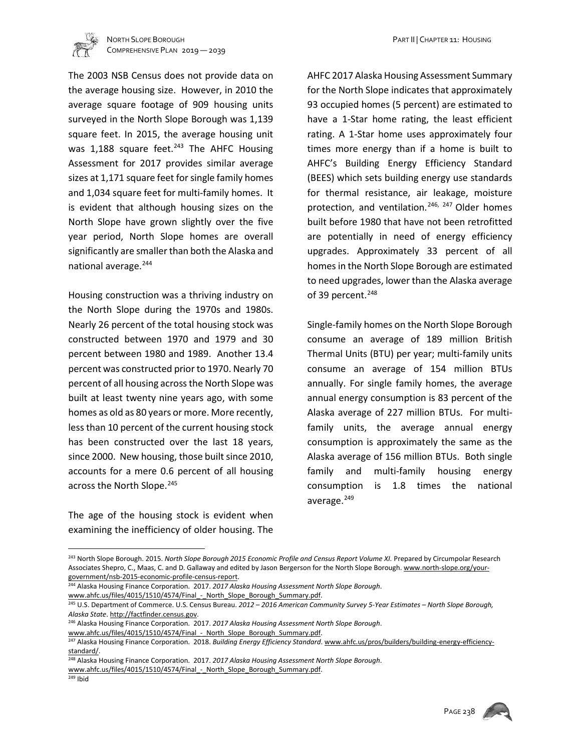The 2003 NSB Census does not provide data on the average housing size. However, in 2010 the average square footage of 909 housing units surveyed in the North Slope Borough was 1,139 square feet. In 2015, the average housing unit was 1,188 square feet.[243] The AHFC Housing Assessment for 2017 provides similar average sizes at 1,171 square feet for single family homes and 1,034 square feet for multi-family homes. It is evident that although housing sizes on the North Slope have grown slightly over the five year period, North Slope homes are overall significantly are smaller than both the Alaska and national average.[244]

Housing construction was a thriving industry on the North Slope during the 1970s and 1980s. Nearly 26 percent of the total housing stock was constructed between 1970 and 1979 and 30 percent between 1980 and 1989. Another 13.4 percent was constructed prior to 1970. Nearly 70 percent of all housing across the North Slope was built at least twenty nine years ago, with some homes as old as 80 years or more. More recently, less than 10 percent of the current housing stock has been constructed over the last 18 years, since 2000. New housing, those built since 2010, accounts for a mere 0.6 percent of all housing across the North Slope.[245]

The age of the housing stock is evident when examining the inefficiency of older housing. The AHFC 2017 Alaska Housing Assessment Summary for the North Slope indicates that approximately 93 occupied homes (5 percent) are estimated to have a 1-Star home rating, the least efficient rating. A 1-Star home uses approximately four times more energy than if a home is built to AHFC's Building Energy Efficiency Standard (BEES) which sets building energy use standards for thermal resistance, air leakage, moisture protection, and ventilation.[246, 247] Older homes built before 1980 that have not been retrofitted are potentially in need of energy efficiency upgrades. Approximately 33 percent of all homes in the North Slope Borough are estimated to need upgrades, lower than the Alaska average of 39 percent.[248]

Single-family homes on the North Slope Borough consume an average of 189 million British Thermal Units (BTU) per year; multi-family units consume an average of 154 million BTUs annually. For single family homes, the average annual energy consumption is 83 percent of the Alaska average of 227 million BTUs. For multi-family units, the average annual energy consumption is approximately the same as the Alaska average of 156 million BTUs. Both single family and multi-family housing energy consumption is 1.8 times the national average.[249]

---

[243] North Slope Borough. 2015. *North Slope Borough 2015 Economic Profile and Census Report Volume XI.* Prepared by Circumpolar Research Associates Shepro, C., Maas, C. and D. Gallaway and edited by Jason Bergerson for the North Slope Borough. www.north-slope.org/your-government/nsb-2015-economic-profile-census-report.

[244] Alaska Housing Finance Corporation. 2017. *2017 Alaska Housing Assessment North Slope Borough*. www.ahfc.us/files/4015/1510/4574/Final_-_North_Slope_Borough_Summary.pdf.

[245] U.S. Department of Commerce. U.S. Census Bureau. *2012 – 2016 American Community Survey 5-Year Estimates – North Slope Borough, Alaska State*. http://factfinder.census.gov.

[246] Alaska Housing Finance Corporation. 2017. *2017 Alaska Housing Assessment North Slope Borough*. www.ahfc.us/files/4015/1510/4574/Final_-_North_Slope_Borough_Summary.pdf.

[247] Alaska Housing Finance Corporation. 2018. *Building Energy Efficiency Standard*. www.ahfc.us/pros/builders/building-energy-efficiency-standard/.

[248] Alaska Housing Finance Corporation. 2017. *2017 Alaska Housing Assessment North Slope Borough*. www.ahfc.us/files/4015/1510/4574/Final_-_North_Slope_Borough_Summary.pdf.

[249] Ibid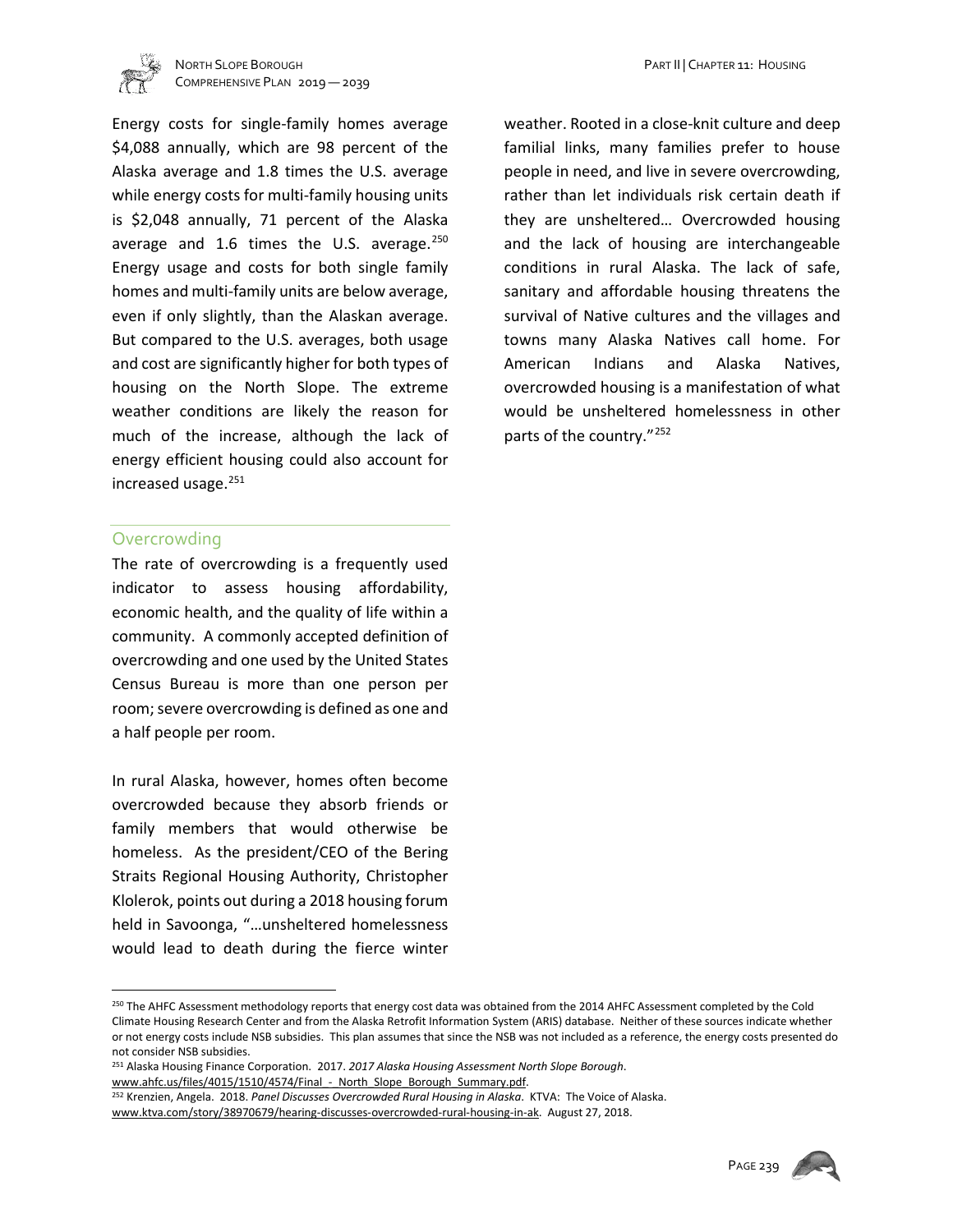Energy costs for single-family homes average \$4,088 annually, which are 98 percent of the Alaska average and 1.8 times the U.S. average while energy costs for multi-family housing units is \$2,048 annually, 71 percent of the Alaska average and 1.6 times the U.S. average.[250] Energy usage and costs for both single family homes and multi-family units are below average, even if only slightly, than the Alaskan average. But compared to the U.S. averages, both usage and cost are significantly higher for both types of housing on the North Slope. The extreme weather conditions are likely the reason for much of the increase, although the lack of energy efficient housing could also account for increased usage.[251]

## Overcrowding

The rate of overcrowding is a frequently used indicator to assess housing affordability, economic health, and the quality of life within a community. A commonly accepted definition of overcrowding and one used by the United States Census Bureau is more than one person per room; severe overcrowding is defined as one and a half people per room.

In rural Alaska, however, homes often become overcrowded because they absorb friends or family members that would otherwise be homeless. As the president/CEO of the Bering Straits Regional Housing Authority, Christopher Klolerok, points out during a 2018 housing forum held in Savoonga, "…unsheltered homelessness would lead to death during the fierce winter weather. Rooted in a close-knit culture and deep familial links, many families prefer to house people in need, and live in severe overcrowding, rather than let individuals risk certain death if they are unsheltered… Overcrowded housing and the lack of housing are interchangeable conditions in rural Alaska. The lack of safe, sanitary and affordable housing threatens the survival of Native cultures and the villages and towns many Alaska Natives call home. For American Indians and Alaska Natives, overcrowded housing is a manifestation of what would be unsheltered homelessness in other parts of the country."[252]

---

[250] The AHFC Assessment methodology reports that energy cost data was obtained from the 2014 AHFC Assessment completed by the Cold Climate Housing Research Center and from the Alaska Retrofit Information System (ARIS) database. Neither of these sources indicate whether or not energy costs include NSB subsidies. This plan assumes that since the NSB was not included as a reference, the energy costs presented do not consider NSB subsidies.

[251] Alaska Housing Finance Corporation. 2017. *2017 Alaska Housing Assessment North Slope Borough*. www.ahfc.us/files/4015/1510/4574/Final_-_North_Slope_Borough_Summary.pdf.

[252] Krenzien, Angela. 2018. *Panel Discusses Overcrowded Rural Housing in Alaska*. KTVA: The Voice of Alaska. www.ktva.com/story/38970679/hearing-discusses-overcrowded-rural-housing-in-ak. August 27, 2018.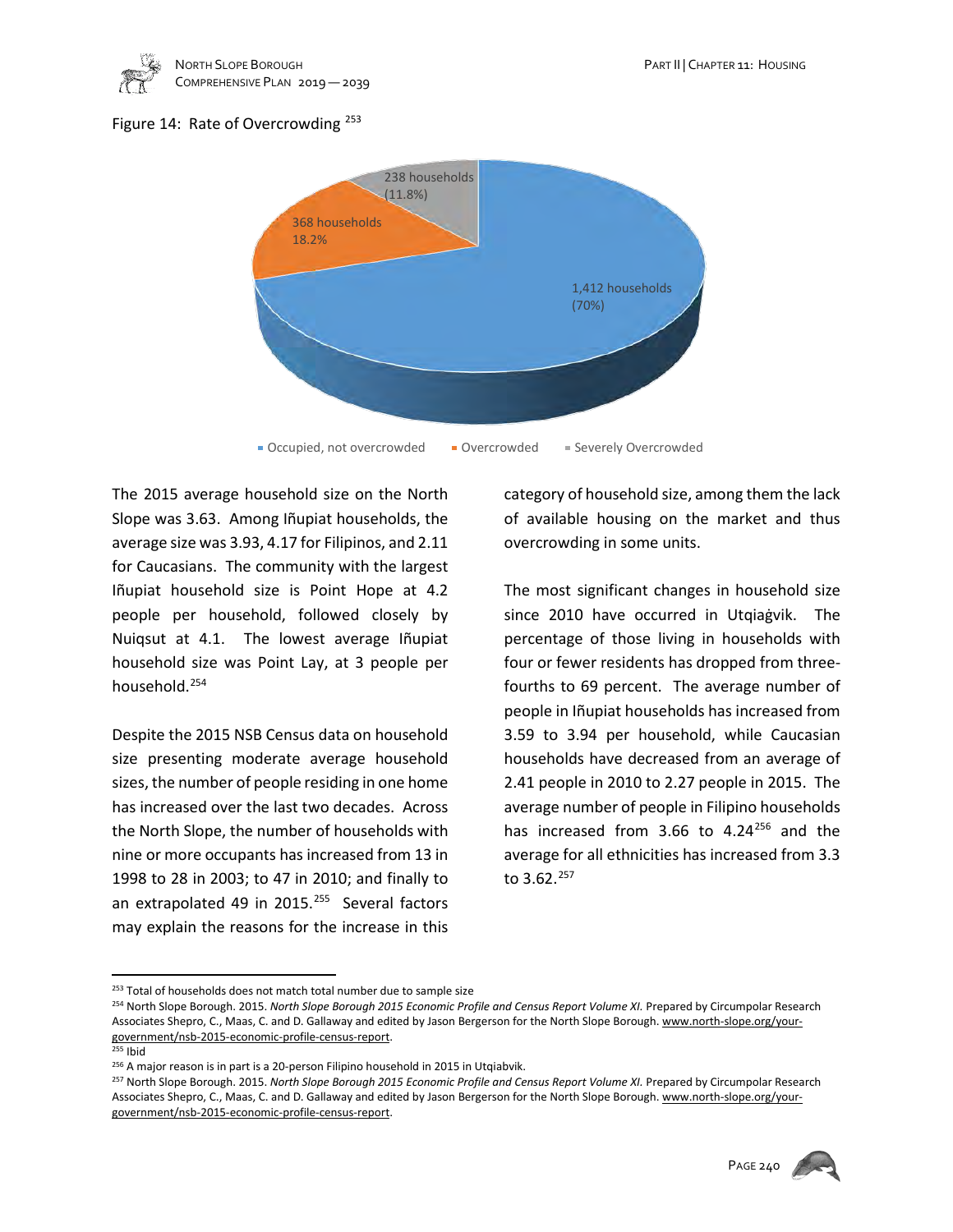Figure 14: Rate of Overcrowding [253]

238 households (11.8%)

368 households 18.2%

1,412 households (70%)

Occupied, not overcrowded · Overcrowded · Severely Overcrowded

The 2015 average household size on the North Slope was 3.63. Among Iñupiat households, the average size was 3.93, 4.17 for Filipinos, and 2.11 for Caucasians. The community with the largest Iñupiat household size is Point Hope at 4.2 people per household, followed closely by Nuiqsut at 4.1. The lowest average Iñupiat household size was Point Lay, at 3 people per household.[254]

Despite the 2015 NSB Census data on household size presenting moderate average household sizes, the number of people residing in one home has increased over the last two decades. Across the North Slope, the number of households with nine or more occupants has increased from 13 in 1998 to 28 in 2003; to 47 in 2010; and finally to an extrapolated 49 in 2015.[255] Several factors may explain the reasons for the increase in this category of household size, among them the lack of available housing on the market and thus overcrowding in some units.

The most significant changes in household size since 2010 have occurred in Utqiaġvik. The percentage of those living in households with four or fewer residents has dropped from three-fourths to 69 percent. The average number of people in Iñupiat households has increased from 3.59 to 3.94 per household, while Caucasian households have decreased from an average of 2.41 people in 2010 to 2.27 people in 2015. The average number of people in Filipino households has increased from 3.66 to 4.24[256] and the average for all ethnicities has increased from 3.3 to 3.62.[257]

---

[253] Total of households does not match total number due to sample size

[254] North Slope Borough. 2015. *North Slope Borough 2015 Economic Profile and Census Report Volume XI.* Prepared by Circumpolar Research Associates Shepro, C., Maas, C. and D. Gallaway and edited by Jason Bergerson for the North Slope Borough. www.north-slope.org/your-government/nsb-2015-economic-profile-census-report.

[255] Ibid

[256] A major reason is in part is a 20-person Filipino household in 2015 in Utqiabvik.

[257] North Slope Borough. 2015. *North Slope Borough 2015 Economic Profile and Census Report Volume XI.* Prepared by Circumpolar Research Associates Shepro, C., Maas, C. and D. Gallaway and edited by Jason Bergerson for the North Slope Borough. www.north-slope.org/your-government/nsb-2015-economic-profile-census-report.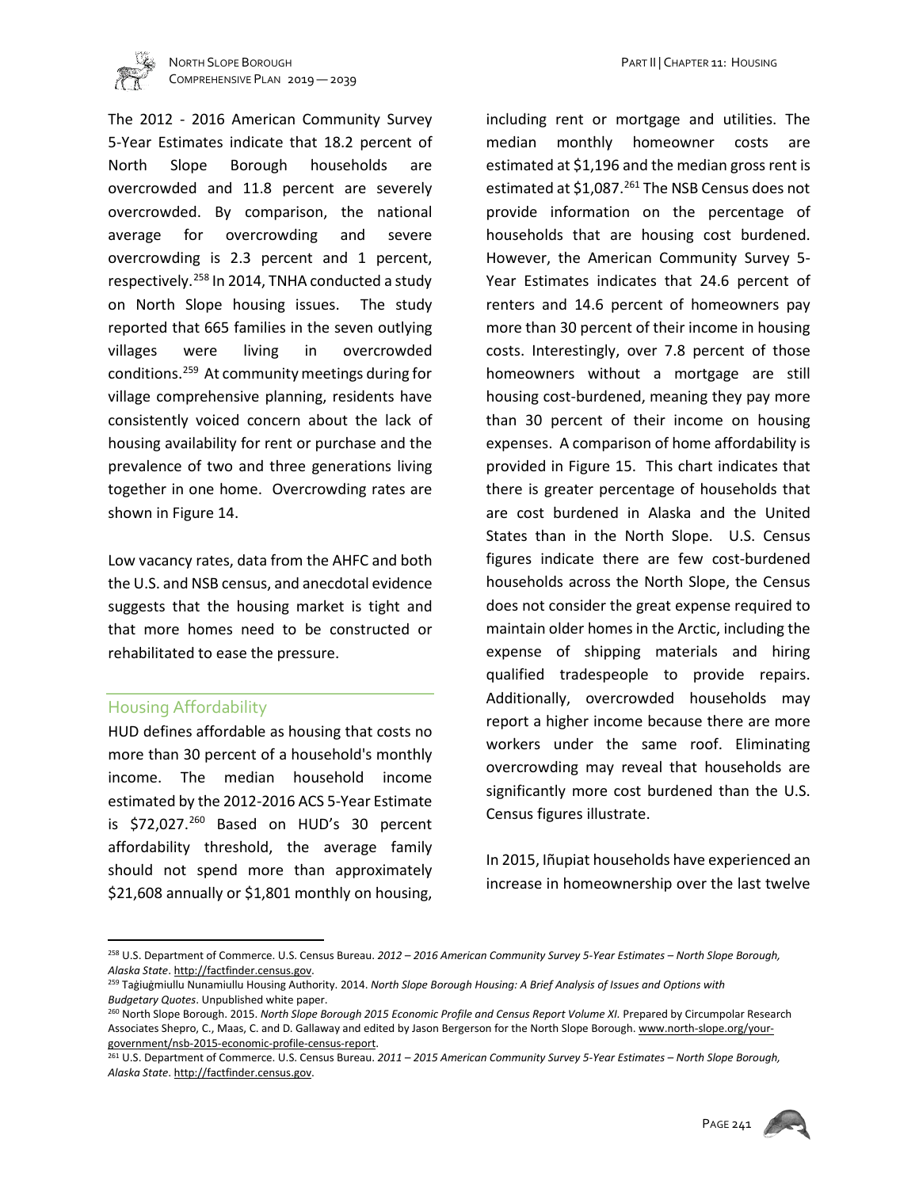The 2012 - 2016 American Community Survey 5-Year Estimates indicate that 18.2 percent of North Slope Borough households are overcrowded and 11.8 percent are severely overcrowded. By comparison, the national average for overcrowding and severe overcrowding is 2.3 percent and 1 percent, respectively.[258] In 2014, TNHA conducted a study on North Slope housing issues. The study reported that 665 families in the seven outlying villages were living in overcrowded conditions.[259] At community meetings during for village comprehensive planning, residents have consistently voiced concern about the lack of housing availability for rent or purchase and the prevalence of two and three generations living together in one home. Overcrowding rates are shown in Figure 14.

Low vacancy rates, data from the AHFC and both the U.S. and NSB census, and anecdotal evidence suggests that the housing market is tight and that more homes need to be constructed or rehabilitated to ease the pressure.

## Housing Affordability

HUD defines affordable as housing that costs no more than 30 percent of a household's monthly income. The median household income estimated by the 2012-2016 ACS 5-Year Estimate is $72,027.[260] Based on HUD's 30 percent affordability threshold, the average family should not spend more than approximately $21,608 annually or $1,801 monthly on housing, including rent or mortgage and utilities. The median monthly homeowner costs are estimated at $1,196 and the median gross rent is estimated at $1,087.[261] The NSB Census does not provide information on the percentage of households that are housing cost burdened. However, the American Community Survey 5-Year Estimates indicates that 24.6 percent of renters and 14.6 percent of homeowners pay more than 30 percent of their income in housing costs. Interestingly, over 7.8 percent of those homeowners without a mortgage are still housing cost-burdened, meaning they pay more than 30 percent of their income on housing expenses. A comparison of home affordability is provided in Figure 15. This chart indicates that there is greater percentage of households that are cost burdened in Alaska and the United States than in the North Slope. U.S. Census figures indicate there are few cost-burdened households across the North Slope, the Census does not consider the great expense required to maintain older homes in the Arctic, including the expense of shipping materials and hiring qualified tradespeople to provide repairs. Additionally, overcrowded households may report a higher income because there are more workers under the same roof. Eliminating overcrowding may reveal that households are significantly more cost burdened than the U.S. Census figures illustrate.

In 2015, Iñupiat households have experienced an increase in homeownership over the last twelve

---

[258] U.S. Department of Commerce. U.S. Census Bureau. *2012 – 2016 American Community Survey 5-Year Estimates – North Slope Borough, Alaska State*. http://factfinder.census.gov.

[259] Taġiuġmiullu Nunamiullu Housing Authority. 2014. *North Slope Borough Housing: A Brief Analysis of Issues and Options with Budgetary Quotes*. Unpublished white paper.

[260] North Slope Borough. 2015. *North Slope Borough 2015 Economic Profile and Census Report Volume XI.* Prepared by Circumpolar Research Associates Shepro, C., Maas, C. and D. Gallaway and edited by Jason Bergerson for the North Slope Borough. www.north-slope.org/your-government/nsb-2015-economic-profile-census-report.

[261] U.S. Department of Commerce. U.S. Census Bureau. *2011 – 2015 American Community Survey 5-Year Estimates – North Slope Borough, Alaska State*. http://factfinder.census.gov.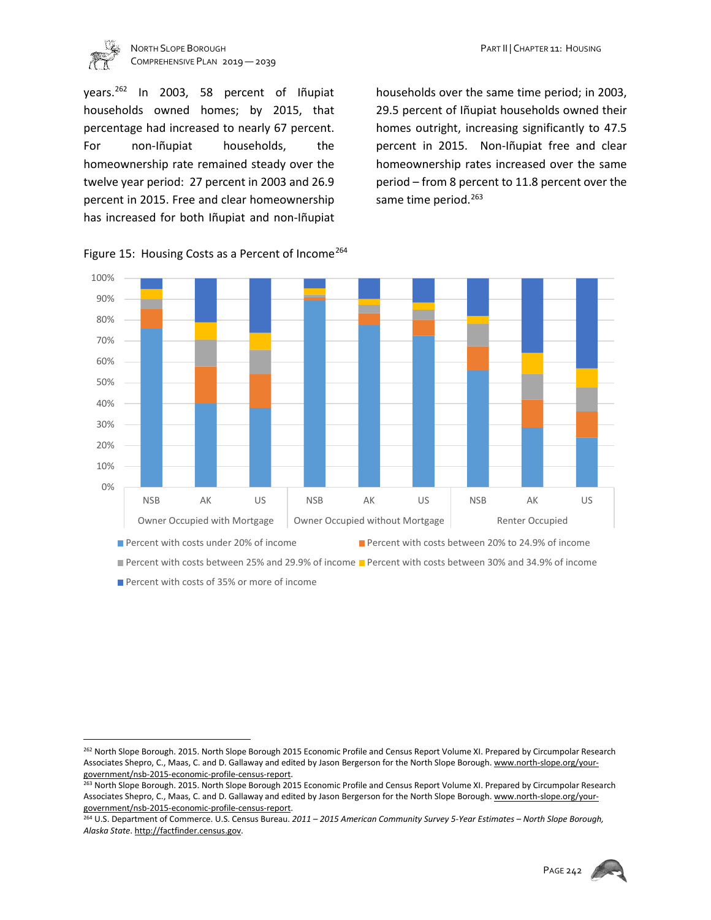years.[262] In 2003, 58 percent of Iñupiat households owned homes; by 2015, that percentage had increased to nearly 67 percent. For non-Iñupiat households, the homeownership rate remained steady over the twelve year period: 27 percent in 2003 and 26.9 percent in 2015. Free and clear homeownership has increased for both Iñupiat and non-Iñupiat households over the same time period; in 2003, 29.5 percent of Iñupiat households owned their homes outright, increasing significantly to 47.5 percent in 2015. Non-Iñupiat free and clear homeownership rates increased over the same period – from 8 percent to 11.8 percent over the same time period.[263]

Figure 15: Housing Costs as a Percent of Income[264]

[262] North Slope Borough. 2015. North Slope Borough 2015 Economic Profile and Census Report Volume XI. Prepared by Circumpolar Research Associates Shepro, C., Maas, C. and D. Gallaway and edited by Jason Bergerson for the North Slope Borough. www.north-slope.org/your-government/nsb-2015-economic-profile-census-report.

[263] North Slope Borough. 2015. North Slope Borough 2015 Economic Profile and Census Report Volume XI. Prepared by Circumpolar Research Associates Shepro, C., Maas, C. and D. Gallaway and edited by Jason Bergerson for the North Slope Borough. www.north-slope.org/your-government/nsb-2015-economic-profile-census-report.

[264] U.S. Department of Commerce. U.S. Census Bureau. *2011 – 2015 American Community Survey 5-Year Estimates – North Slope Borough, Alaska State*. http://factfinder.census.gov.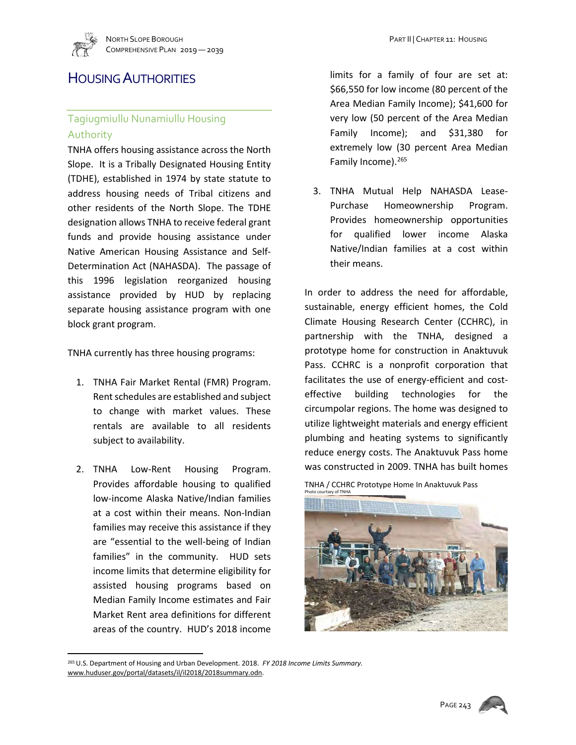# Housing Authorities

## Tagiugmiullu Nunamiullu Housing Authority

TNHA offers housing assistance across the North Slope. It is a Tribally Designated Housing Entity (TDHE), established in 1974 by state statute to address housing needs of Tribal citizens and other residents of the North Slope. The TDHE designation allows TNHA to receive federal grant funds and provide housing assistance under Native American Housing Assistance and Self-Determination Act (NAHASDA). The passage of this 1996 legislation reorganized housing assistance provided by HUD by replacing separate housing assistance program with one block grant program.

TNHA currently has three housing programs:

1. TNHA Fair Market Rental (FMR) Program. Rent schedules are established and subject to change with market values. These rentals are available to all residents subject to availability.

2. TNHA Low-Rent Housing Program. Provides affordable housing to qualified low-income Alaska Native/Indian families at a cost within their means. Non-Indian families may receive this assistance if they are "essential to the well-being of Indian families" in the community. HUD sets income limits that determine eligibility for assisted housing programs based on Median Family Income estimates and Fair Market Rent area definitions for different areas of the country. HUD's 2018 income limits for a family of four are set at: $66,550 for low income (80 percent of the Area Median Family Income); $41,600 for very low (50 percent of the Area Median Family Income); and $31,380 for extremely low (30 percent Area Median Family Income).[265]

3. TNHA Mutual Help NAHASDA Lease-Purchase Homeownership Program. Provides homeownership opportunities for qualified lower income Alaska Native/Indian families at a cost within their means.

In order to address the need for affordable, sustainable, energy efficient homes, the Cold Climate Housing Research Center (CCHRC), in partnership with the TNHA, designed a prototype home for construction in Anaktuvuk Pass. CCHRC is a nonprofit corporation that facilitates the use of energy-efficient and cost-effective building technologies for the circumpolar regions. The home was designed to utilize lightweight materials and energy efficient plumbing and heating systems to significantly reduce energy costs. The Anaktuvuk Pass home was constructed in 2009. TNHA has built homes

TNHA / CCHRC Prototype Home In Anaktuvuk Pass
Photo courtesy of TNHA

[265] U.S. Department of Housing and Urban Development. 2018. *FY 2018 Income Limits Summary*. www.huduser.gov/portal/datasets/il/il2018/2018summary.odn.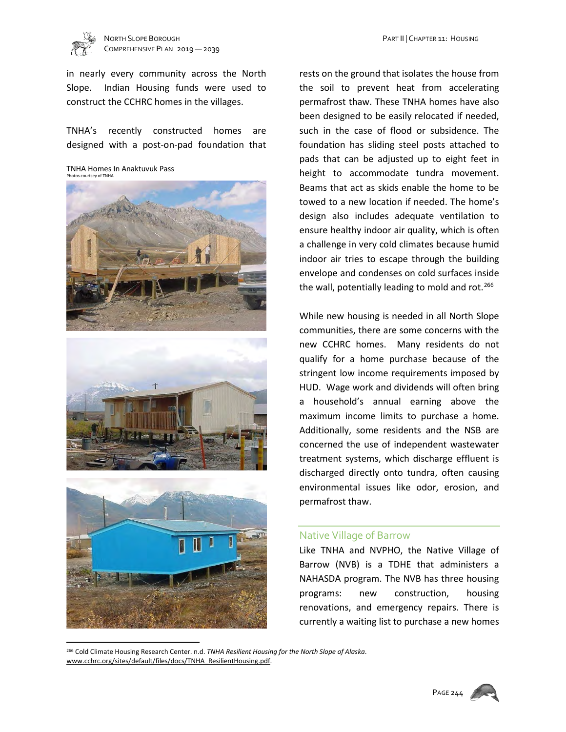in nearly every community across the North Slope. Indian Housing funds were used to construct the CCHRC homes in the villages.

TNHA's recently constructed homes are designed with a post-on-pad foundation that rests on the ground that isolates the house from the soil to prevent heat from accelerating permafrost thaw. These TNHA homes have also been designed to be easily relocated if needed, such in the case of flood or subsidence. The foundation has sliding steel posts attached to pads that can be adjusted up to eight feet in height to accommodate tundra movement. Beams that act as skids enable the home to be towed to a new location if needed. The home's design also includes adequate ventilation to ensure healthy indoor air quality, which is often a challenge in very cold climates because humid indoor air tries to escape through the building envelope and condenses on cold surfaces inside the wall, potentially leading to mold and rot.[266]

TNHA Homes In Anaktuvuk Pass
Photos courtsey of TNHA

While new housing is needed in all North Slope communities, there are some concerns with the new CCHRC homes. Many residents do not qualify for a home purchase because of the stringent low income requirements imposed by HUD. Wage work and dividends will often bring a household's annual earning above the maximum income limits to purchase a home. Additionally, some residents and the NSB are concerned the use of independent wastewater treatment systems, which discharge effluent is discharged directly onto tundra, often causing environmental issues like odor, erosion, and permafrost thaw.

## Native Village of Barrow

Like TNHA and NVPHO, the Native Village of Barrow (NVB) is a TDHE that administers a NAHASDA program. The NVB has three housing programs: new construction, housing renovations, and emergency repairs. There is currently a waiting list to purchase a new homes

[266] Cold Climate Housing Research Center. n.d. *TNHA Resilient Housing for the North Slope of Alaska*. www.cchrc.org/sites/default/files/docs/TNHA_ResilientHousing.pdf.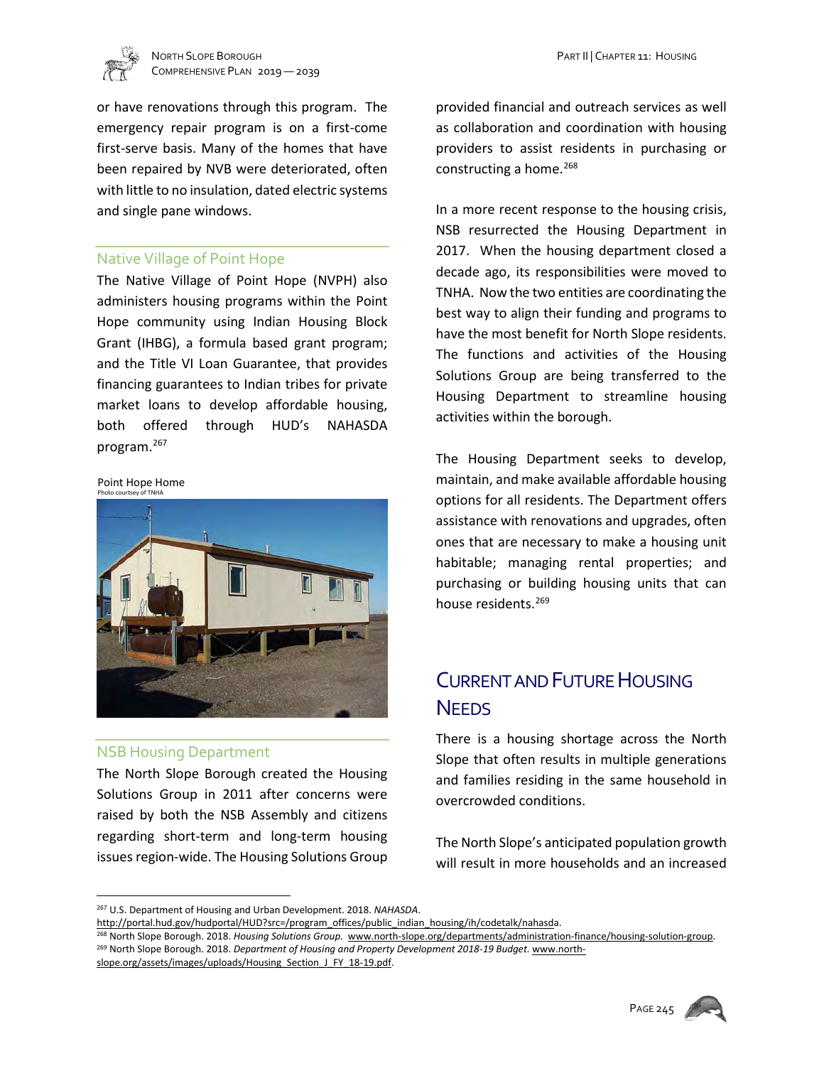or have renovations through this program. The emergency repair program is on a first-come first-serve basis. Many of the homes that have been repaired by NVB were deteriorated, often with little to no insulation, dated electric systems and single pane windows.

### Native Village of Point Hope

The Native Village of Point Hope (NVPH) also administers housing programs within the Point Hope community using Indian Housing Block Grant (IHBG), a formula based grant program; and the Title VI Loan Guarantee, that provides financing guarantees to Indian tribes for private market loans to develop affordable housing, both offered through HUD's NAHASDA program.[267]

Point Hope Home
Photo courtsey of TNHA

### NSB Housing Department

The North Slope Borough created the Housing Solutions Group in 2011 after concerns were raised by both the NSB Assembly and citizens regarding short-term and long-term housing issues region-wide. The Housing Solutions Group provided financial and outreach services as well as collaboration and coordination with housing providers to assist residents in purchasing or constructing a home.[268]

In a more recent response to the housing crisis, NSB resurrected the Housing Department in 2017. When the housing department closed a decade ago, its responsibilities were moved to TNHA. Now the two entities are coordinating the best way to align their funding and programs to have the most benefit for North Slope residents. The functions and activities of the Housing Solutions Group are being transferred to the Housing Department to streamline housing activities within the borough.

The Housing Department seeks to develop, maintain, and make available affordable housing options for all residents. The Department offers assistance with renovations and upgrades, often ones that are necessary to make a housing unit habitable; managing rental properties; and purchasing or building housing units that can house residents.[269]

## Current and Future Housing Needs

There is a housing shortage across the North Slope that often results in multiple generations and families residing in the same household in overcrowded conditions.

The North Slope's anticipated population growth will result in more households and an increased

---

[267] U.S. Department of Housing and Urban Development. 2018. *NAHASDA*. http://portal.hud.gov/hudportal/HUD?src=/program_offices/public_indian_housing/ih/codetalk/nahasda.

[268] North Slope Borough. 2018. *Housing Solutions Group.* www.north-slope.org/departments/administration-finance/housing-solution-group.

[269] North Slope Borough. 2018. *Department of Housing and Property Development 2018-19 Budget.* www.north-slope.org/assets/images/uploads/Housing_Section_J_FY_18-19.pdf.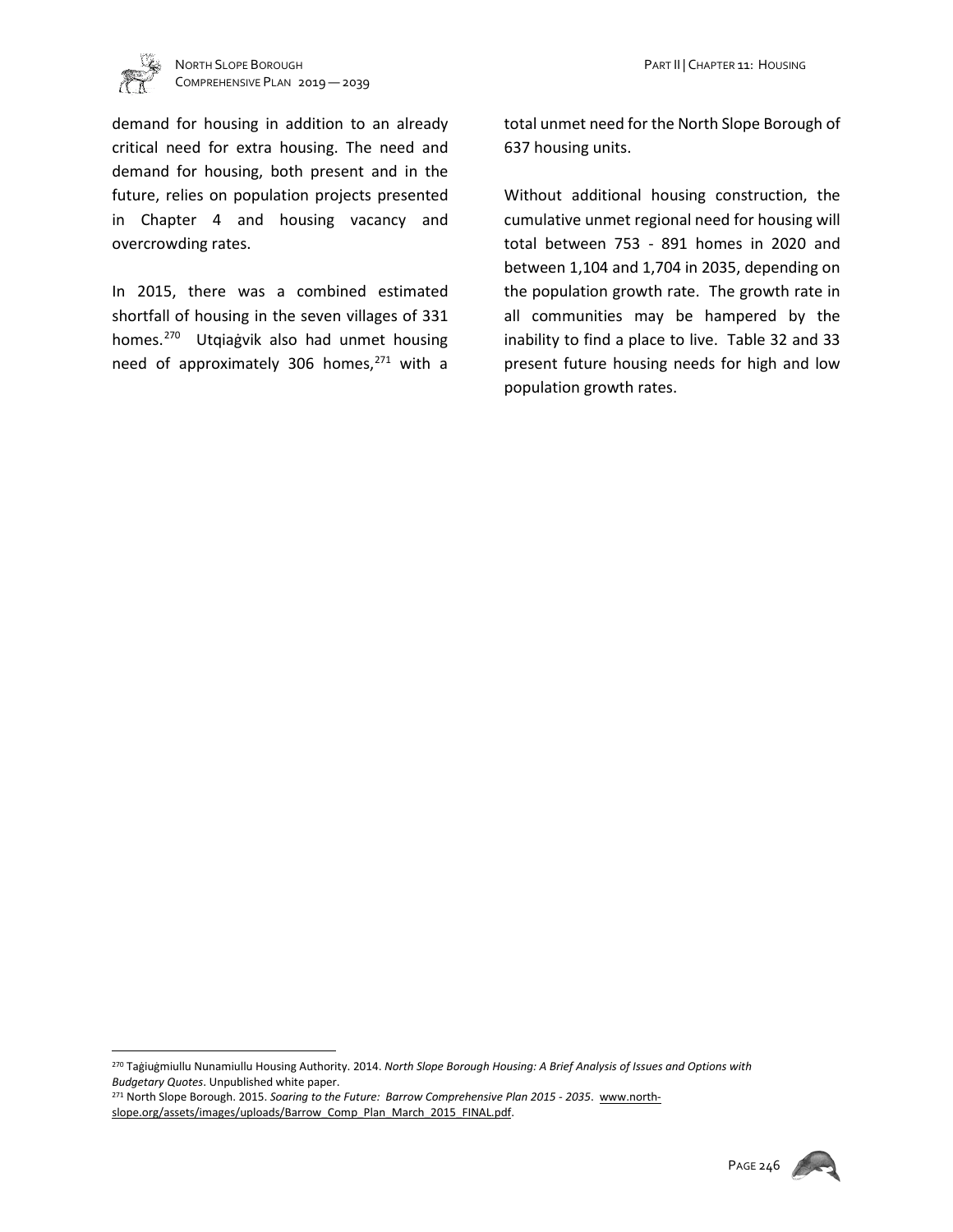demand for housing in addition to an already critical need for extra housing. The need and demand for housing, both present and in the future, relies on population projects presented in Chapter 4 and housing vacancy and overcrowding rates.

In 2015, there was a combined estimated shortfall of housing in the seven villages of 331 homes.[270] Utqiaġvik also had unmet housing need of approximately 306 homes,[271] with a total unmet need for the North Slope Borough of 637 housing units.

Without additional housing construction, the cumulative unmet regional need for housing will total between 753 - 891 homes in 2020 and between 1,104 and 1,704 in 2035, depending on the population growth rate. The growth rate in all communities may be hampered by the inability to find a place to live. Table 32 and 33 present future housing needs for high and low population growth rates.

---

[270] Taġiuġmiullu Nunamiullu Housing Authority. 2014. *North Slope Borough Housing: A Brief Analysis of Issues and Options with Budgetary Quotes*. Unpublished white paper.

[271] North Slope Borough. 2015. *Soaring to the Future: Barrow Comprehensive Plan 2015 - 2035*. www.north-slope.org/assets/images/uploads/Barrow_Comp_Plan_March_2015_FINAL.pdf.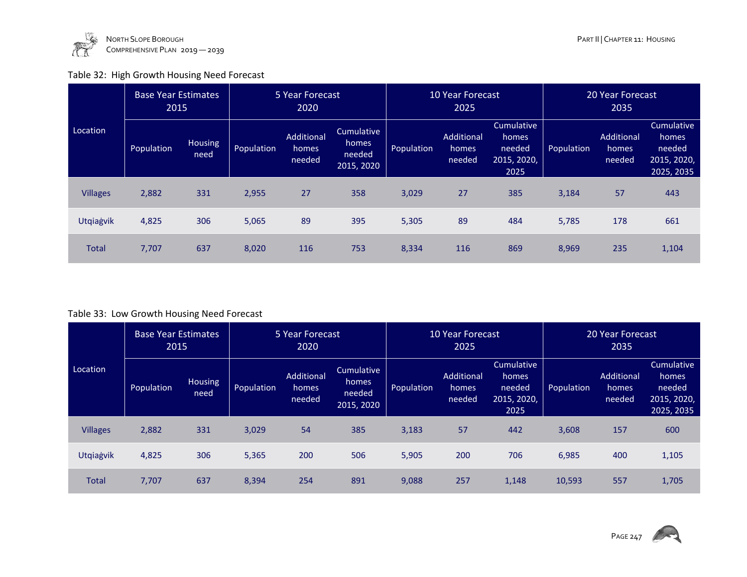Table 32: High Growth Housing Need Forecast

| Location | Base Year Estimates 2015 | | 5 Year Forecast 2020 | | | 10 Year Forecast 2025 | | | 20 Year Forecast 2035 | | |
|---|---|---|---|---|---|---|---|---|---|---|---|
| | Population | Housing need | Population | Additional homes needed | Cumulative homes needed 2015, 2020 | Population | Additional homes needed | Cumulative homes needed 2015, 2020, 2025 | Population | Additional homes needed | Cumulative homes needed 2015, 2020, 2025, 2035 |
| Villages | 2,882 | 331 | 2,955 | 27 | 358 | 3,029 | 27 | 385 | 3,184 | 57 | 443 |
| Utqiaġvik | 4,825 | 306 | 5,065 | 89 | 395 | 5,305 | 89 | 484 | 5,785 | 178 | 661 |
| Total | 7,707 | 637 | 8,020 | 116 | 753 | 8,334 | 116 | 869 | 8,969 | 235 | 1,104 |

Table 33: Low Growth Housing Need Forecast

| Location | Base Year Estimates 2015 | | 5 Year Forecast 2020 | | | 10 Year Forecast 2025 | | | 20 Year Forecast 2035 | | |
|---|---|---|---|---|---|---|---|---|---|---|---|
| | Population | Housing need | Population | Additional homes needed | Cumulative homes needed 2015, 2020 | Population | Additional homes needed | Cumulative homes needed 2015, 2020, 2025 | Population | Additional homes needed | Cumulative homes needed 2015, 2020, 2025, 2035 |
| Villages | 2,882 | 331 | 3,029 | 54 | 385 | 3,183 | 57 | 442 | 3,608 | 157 | 600 |
| Utqiaġvik | 4,825 | 306 | 5,365 | 200 | 506 | 5,905 | 200 | 706 | 6,985 | 400 | 1,105 |
| Total | 7,707 | 637 | 8,394 | 254 | 891 | 9,088 | 257 | 1,148 | 10,593 | 557 | 1,705 |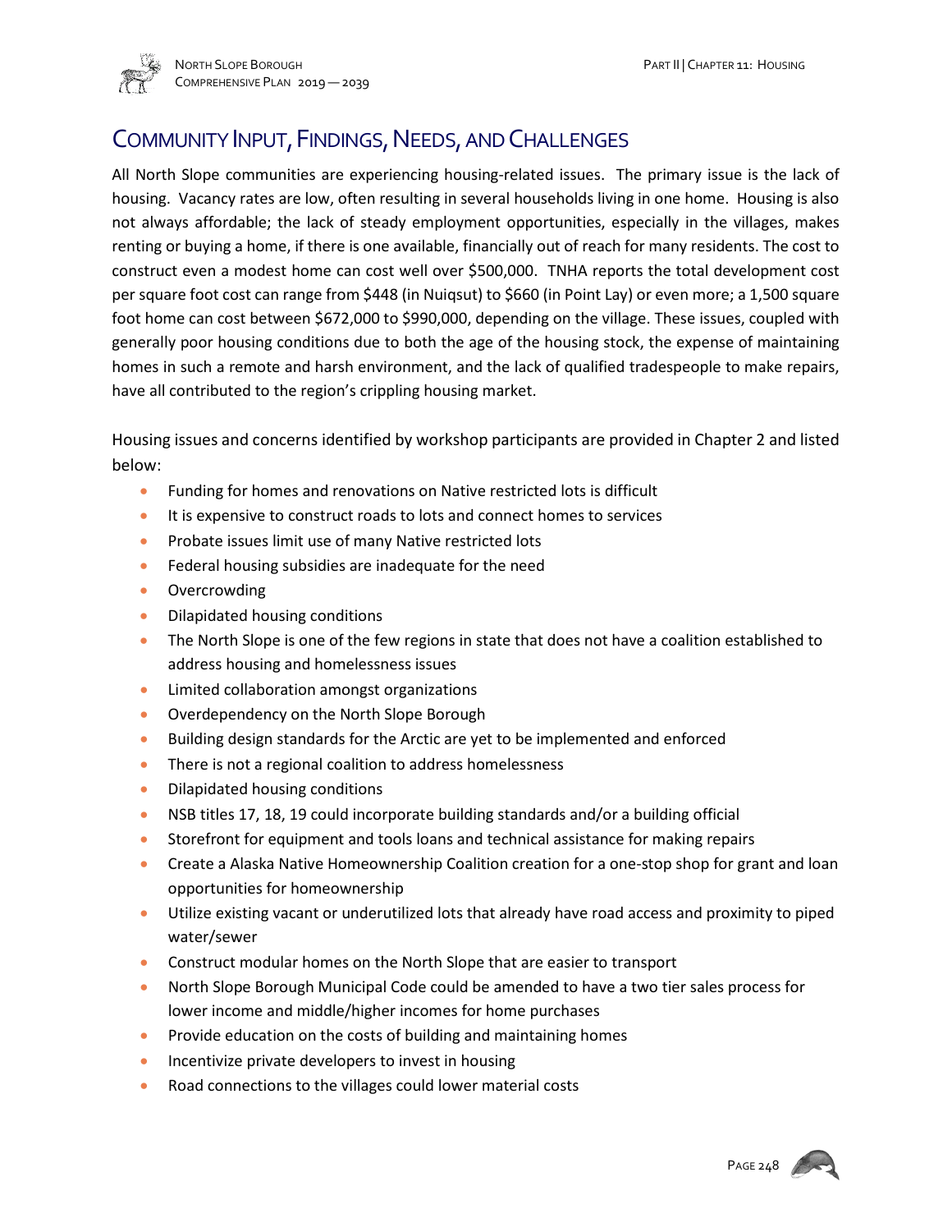## Community Input, Findings, Needs, and Challenges

All North Slope communities are experiencing housing-related issues. The primary issue is the lack of housing. Vacancy rates are low, often resulting in several households living in one home. Housing is also not always affordable; the lack of steady employment opportunities, especially in the villages, makes renting or buying a home, if there is one available, financially out of reach for many residents. The cost to construct even a modest home can cost well over $500,000. TNHA reports the total development cost per square foot cost can range from $448 (in Nuiqsut) to $660 (in Point Lay) or even more; a 1,500 square foot home can cost between $672,000 to $990,000, depending on the village. These issues, coupled with generally poor housing conditions due to both the age of the housing stock, the expense of maintaining homes in such a remote and harsh environment, and the lack of qualified tradespeople to make repairs, have all contributed to the region's crippling housing market.

Housing issues and concerns identified by workshop participants are provided in Chapter 2 and listed below:

- Funding for homes and renovations on Native restricted lots is difficult
- It is expensive to construct roads to lots and connect homes to services
- Probate issues limit use of many Native restricted lots
- Federal housing subsidies are inadequate for the need
- Overcrowding
- Dilapidated housing conditions
- The North Slope is one of the few regions in state that does not have a coalition established to address housing and homelessness issues
- Limited collaboration amongst organizations
- Overdependency on the North Slope Borough
- Building design standards for the Arctic are yet to be implemented and enforced
- There is not a regional coalition to address homelessness
- Dilapidated housing conditions
- NSB titles 17, 18, 19 could incorporate building standards and/or a building official
- Storefront for equipment and tools loans and technical assistance for making repairs
- Create a Alaska Native Homeownership Coalition creation for a one-stop shop for grant and loan opportunities for homeownership
- Utilize existing vacant or underutilized lots that already have road access and proximity to piped water/sewer
- Construct modular homes on the North Slope that are easier to transport
- North Slope Borough Municipal Code could be amended to have a two tier sales process for lower income and middle/higher incomes for home purchases
- Provide education on the costs of building and maintaining homes
- Incentivize private developers to invest in housing
- Road connections to the villages could lower material costs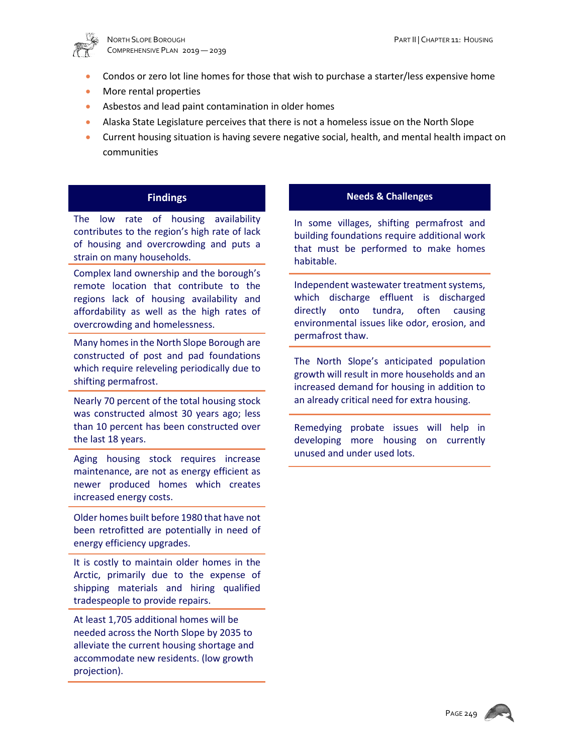- Condos or zero lot line homes for those that wish to purchase a starter/less expensive home
- More rental properties
- Asbestos and lead paint contamination in older homes
- Alaska State Legislature perceives that there is not a homeless issue on the North Slope
- Current housing situation is having severe negative social, health, and mental health impact on communities

### Findings

The low rate of housing availability contributes to the region's high rate of lack of housing and overcrowding and puts a strain on many households.

Complex land ownership and the borough's remote location that contribute to the regions lack of housing availability and affordability as well as the high rates of overcrowding and homelessness.

Many homes in the North Slope Borough are constructed of post and pad foundations which require releveling periodically due to shifting permafrost.

Nearly 70 percent of the total housing stock was constructed almost 30 years ago; less than 10 percent has been constructed over the last 18 years.

Aging housing stock requires increase maintenance, are not as energy efficient as newer produced homes which creates increased energy costs.

Older homes built before 1980 that have not been retrofitted are potentially in need of energy efficiency upgrades.

It is costly to maintain older homes in the Arctic, primarily due to the expense of shipping materials and hiring qualified tradespeople to provide repairs.

At least 1,705 additional homes will be needed across the North Slope by 2035 to alleviate the current housing shortage and accommodate new residents. (low growth projection).

### Needs & Challenges

In some villages, shifting permafrost and building foundations require additional work that must be performed to make homes habitable.

Independent wastewater treatment systems, which discharge effluent is discharged directly onto tundra, often causing environmental issues like odor, erosion, and permafrost thaw.

The North Slope's anticipated population growth will result in more households and an increased demand for housing in addition to an already critical need for extra housing.

Remedying probate issues will help in developing more housing on currently unused and under used lots.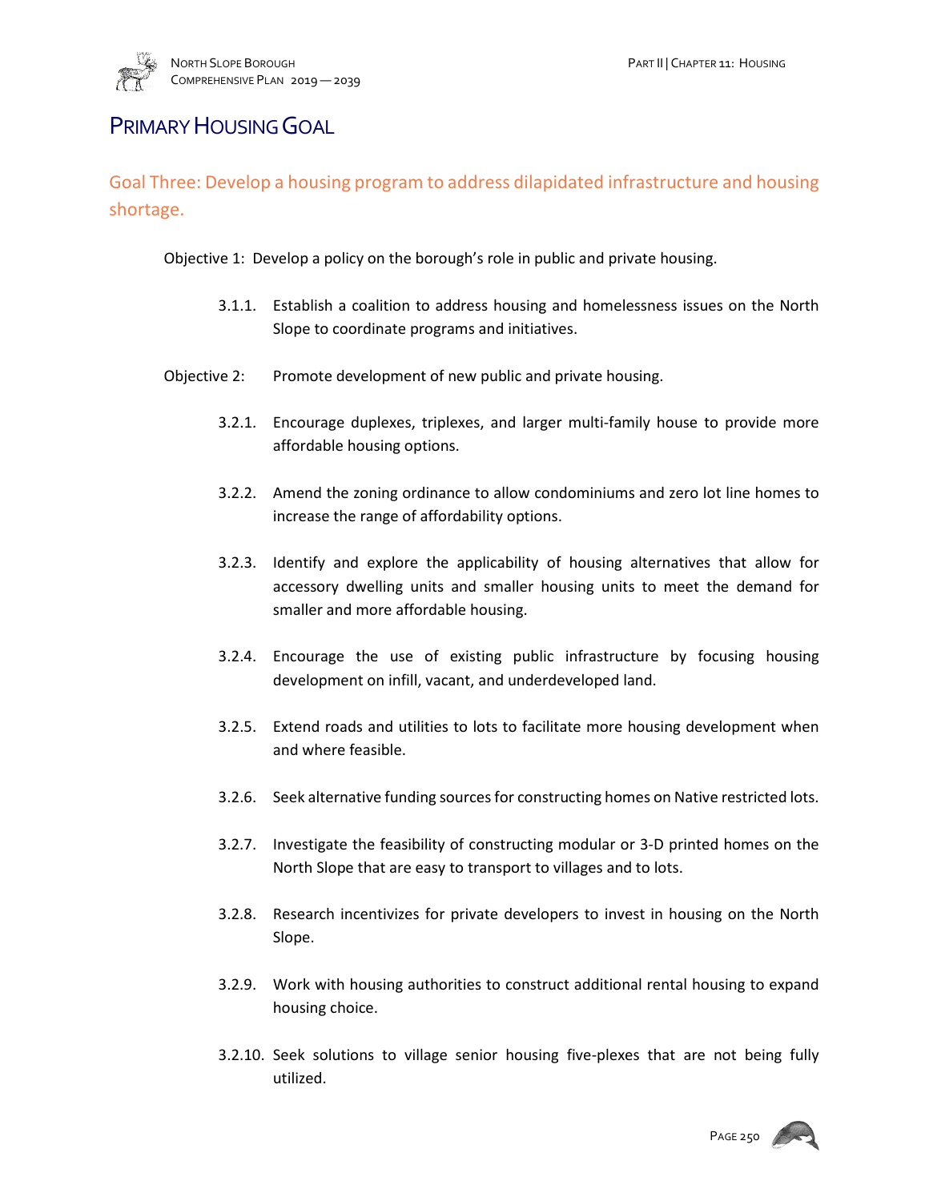# Primary Housing Goal

## Goal Three: Develop a housing program to address dilapidated infrastructure and housing shortage.

Objective 1: Develop a policy on the borough's role in public and private housing.

- 3.1.1. Establish a coalition to address housing and homelessness issues on the North Slope to coordinate programs and initiatives.

Objective 2: Promote development of new public and private housing.

- 3.2.1. Encourage duplexes, triplexes, and larger multi-family house to provide more affordable housing options.
- 3.2.2. Amend the zoning ordinance to allow condominiums and zero lot line homes to increase the range of affordability options.
- 3.2.3. Identify and explore the applicability of housing alternatives that allow for accessory dwelling units and smaller housing units to meet the demand for smaller and more affordable housing.
- 3.2.4. Encourage the use of existing public infrastructure by focusing housing development on infill, vacant, and underdeveloped land.
- 3.2.5. Extend roads and utilities to lots to facilitate more housing development when and where feasible.
- 3.2.6. Seek alternative funding sources for constructing homes on Native restricted lots.
- 3.2.7. Investigate the feasibility of constructing modular or 3-D printed homes on the North Slope that are easy to transport to villages and to lots.
- 3.2.8. Research incentivizes for private developers to invest in housing on the North Slope.
- 3.2.9. Work with housing authorities to construct additional rental housing to expand housing choice.
- 3.2.10. Seek solutions to village senior housing five-plexes that are not being fully utilized.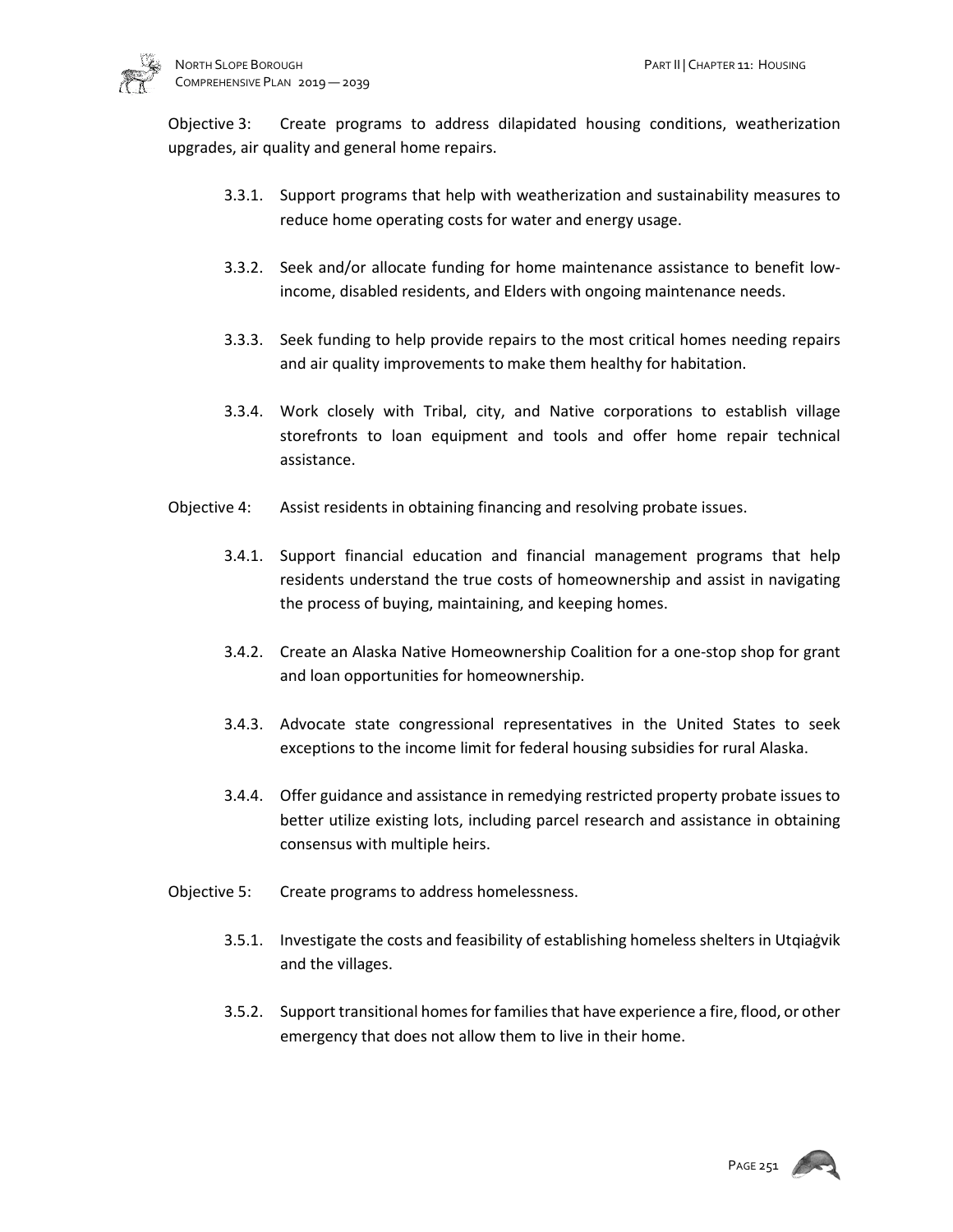Objective 3: Create programs to address dilapidated housing conditions, weatherization upgrades, air quality and general home repairs.

3.3.1. Support programs that help with weatherization and sustainability measures to reduce home operating costs for water and energy usage.

3.3.2. Seek and/or allocate funding for home maintenance assistance to benefit low-income, disabled residents, and Elders with ongoing maintenance needs.

3.3.3. Seek funding to help provide repairs to the most critical homes needing repairs and air quality improvements to make them healthy for habitation.

3.3.4. Work closely with Tribal, city, and Native corporations to establish village storefronts to loan equipment and tools and offer home repair technical assistance.

Objective 4: Assist residents in obtaining financing and resolving probate issues.

3.4.1. Support financial education and financial management programs that help residents understand the true costs of homeownership and assist in navigating the process of buying, maintaining, and keeping homes.

3.4.2. Create an Alaska Native Homeownership Coalition for a one-stop shop for grant and loan opportunities for homeownership.

3.4.3. Advocate state congressional representatives in the United States to seek exceptions to the income limit for federal housing subsidies for rural Alaska.

3.4.4. Offer guidance and assistance in remedying restricted property probate issues to better utilize existing lots, including parcel research and assistance in obtaining consensus with multiple heirs.

Objective 5: Create programs to address homelessness.

3.5.1. Investigate the costs and feasibility of establishing homeless shelters in Utqiaġvik and the villages.

3.5.2. Support transitional homes for families that have experience a fire, flood, or other emergency that does not allow them to live in their home.